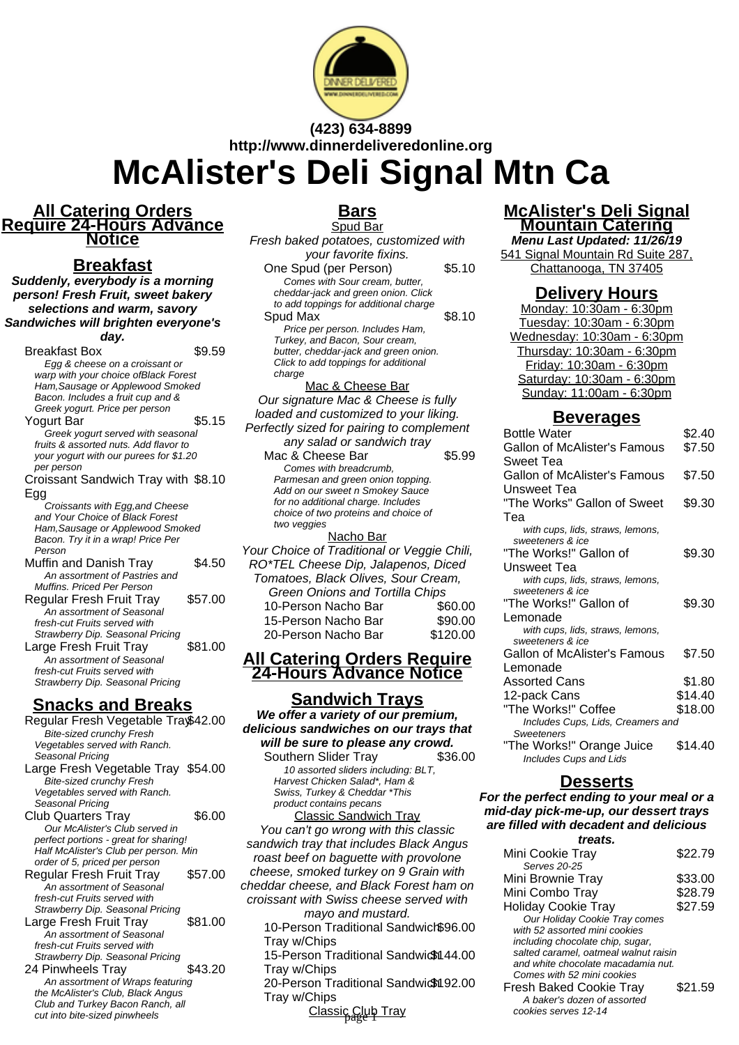(423) 634-8899
http://www.dinnerdeliveredonline.org

# McAlister's Deli Signal Mtn Ca

## All Catering Orders Require 24-Hours Advance Notice

## Breakfast

**Suddenly, everybody is a morning person! Fresh Fruit, sweet bakery selections and warm, savory Sandwiches will brighten everyone's day.**

| Item | Price |
|---|---|
| Breakfast Box<br>Egg & cheese on a croissant or warp with your choice ofBlack Forest Ham,Sausage or Applewood Smoked Bacon. Includes a fruit cup and & Greek yogurt. Price per person | $9.59 |
| Yogurt Bar<br>Greek yogurt served with seasonal fruits & assorted nuts. Add flavor to your yogurt with our purees for $1.20 per person | $5.15 |
| Croissant Sandwich Tray with Egg<br>Croissants with Egg,and Cheese and Your Choice of Black Forest Ham,Sausage or Applewood Smoked Bacon. Try it in a wrap! Price Per Person | $8.10 |
| Muffin and Danish Tray<br>An assortment of Pastries and Muffins. Priced Per Person | $4.50 |
| Regular Fresh Fruit Tray<br>An assortment of Seasonal fresh-cut Fruits served with Strawberry Dip. Seasonal Pricing | $57.00 |
| Large Fresh Fruit Tray<br>An assortment of Seasonal fresh-cut Fruits served with Strawberry Dip. Seasonal Pricing | $81.00 |

## Snacks and Breaks

| Item | Price |
|---|---|
| Regular Fresh Vegetable Tray<br>Bite-sized crunchy Fresh Vegetables served with Ranch. Seasonal Pricing | $42.00 |
| Large Fresh Vegetable Tray<br>Bite-sized crunchy Fresh Vegetables served with Ranch. Seasonal Pricing | $54.00 |
| Club Quarters Tray<br>Our McAlister's Club served in perfect portions - great for sharing! Half McAlister's Club per person. Min order of 5, priced per person | $6.00 |
| Regular Fresh Fruit Tray<br>An assortment of Seasonal fresh-cut Fruits served with Strawberry Dip. Seasonal Pricing | $57.00 |
| Large Fresh Fruit Tray<br>An assortment of Seasonal fresh-cut Fruits served with Strawberry Dip. Seasonal Pricing | $81.00 |
| 24 Pinwheels Tray<br>An assortment of Wraps featuring the McAlister's Club, Black Angus Club and Turkey Bacon Ranch, all cut into bite-sized pinwheels | $43.20 |

## Bars

### Spud Bar

*Fresh baked potatoes, customized with your favorite fixins.*

| Item | Price |
|---|---|
| One Spud (per Person)<br>Comes with Sour cream, butter, cheddar-jack and green onion. Click to add toppings for additional charge | $5.10 |
| Spud Max<br>Price per person. Includes Ham, Turkey, and Bacon, Sour cream, butter, cheddar-jack and green onion. Click to add toppings for additional charge | $8.10 |

### Mac & Cheese Bar

*Our signature Mac & Cheese is fully loaded and customized to your liking. Perfectly sized for pairing to complement any salad or sandwich tray*

| Item | Price |
|---|---|
| Mac & Cheese Bar<br>Comes with breadcrumb, Parmesan and green onion topping. Add on our sweet n Smokey Sauce for no additional charge. Includes choice of two proteins and choice of two veggies | $5.99 |

### Nacho Bar

*Your Choice of Traditional or Veggie Chili, RO\*TEL Cheese Dip, Jalapenos, Diced Tomatoes, Black Olives, Sour Cream, Green Onions and Tortilla Chips*

| Item | Price |
|---|---|
| 10-Person Nacho Bar | $60.00 |
| 15-Person Nacho Bar | $90.00 |
| 20-Person Nacho Bar | $120.00 |

## All Catering Orders Require 24-Hours Advance Notice

## Sandwich Trays

**We offer a variety of our premium, delicious sandwiches on our trays that will be sure to please any crowd.**

| Item | Price |
|---|---|
| Southern Slider Tray<br>10 assorted sliders including: BLT, Harvest Chicken Salad*, Ham & Swiss, Turkey & Cheddar *This product contains pecans | $36.00 |

### Classic Sandwich Tray

*You can't go wrong with this classic sandwich tray that includes Black Angus roast beef on baguette with provolone cheese, smoked turkey on 9 Grain with cheddar cheese, and Black Forest ham on croissant with Swiss cheese served with mayo and mustard.*

| Item | Price |
|---|---|
| 10-Person Traditional Sandwich Tray w/Chips | $96.00 |
| 15-Person Traditional Sandwich Tray w/Chips | $144.00 |
| 20-Person Traditional Sandwich Tray w/Chips | $192.00 |

### Classic Club Tray

## McAlister's Deli Signal Mountain Catering

**Menu Last Updated: 11/26/19**

541 Signal Mountain Rd Suite 287, Chattanooga, TN 37405

## Delivery Hours

Monday: 10:30am - 6:30pm
Tuesday: 10:30am - 6:30pm
Wednesday: 10:30am - 6:30pm
Thursday: 10:30am - 6:30pm
Friday: 10:30am - 6:30pm
Saturday: 10:30am - 6:30pm
Sunday: 11:00am - 6:30pm

## Beverages

| Item | Price |
|---|---|
| Bottle Water | $2.40 |
| Gallon of McAlister's Famous Sweet Tea | $7.50 |
| Gallon of McAlister's Famous Unsweet Tea | $7.50 |
| "The Works" Gallon of Sweet Tea<br>with cups, lids, straws, lemons, sweeteners & ice | $9.30 |
| "The Works!" Gallon of Unsweet Tea<br>with cups, lids, straws, lemons, sweeteners & ice | $9.30 |
| "The Works!" Gallon of Lemonade<br>with cups, lids, straws, lemons, sweeteners & ice | $9.30 |
| Gallon of McAlister's Famous Lemonade | $7.50 |
| Assorted Cans | $1.80 |
| 12-pack Cans | $14.40 |
| "The Works!" Coffee<br>Includes Cups, Lids, Creamers and Sweeteners | $18.00 |
| "The Works!" Orange Juice<br>Includes Cups and Lids | $14.40 |

## Desserts

**For the perfect ending to your meal or a mid-day pick-me-up, our dessert trays are filled with decadent and delicious treats.**

| Item | Price |
|---|---|
| Mini Cookie Tray<br>Serves 20-25 | $22.79 |
| Mini Brownie Tray | $33.00 |
| Mini Combo Tray | $28.79 |
| Holiday Cookie Tray<br>Our Holiday Cookie Tray comes with 52 assorted mini cookies including chocolate chip, sugar, salted caramel, oatmeal walnut raisin and white chocolate macadamia nut. Comes with 52 mini cookies | $27.59 |
| Fresh Baked Cookie Tray<br>A baker's dozen of assorted cookies serves 12-14 | $21.59 |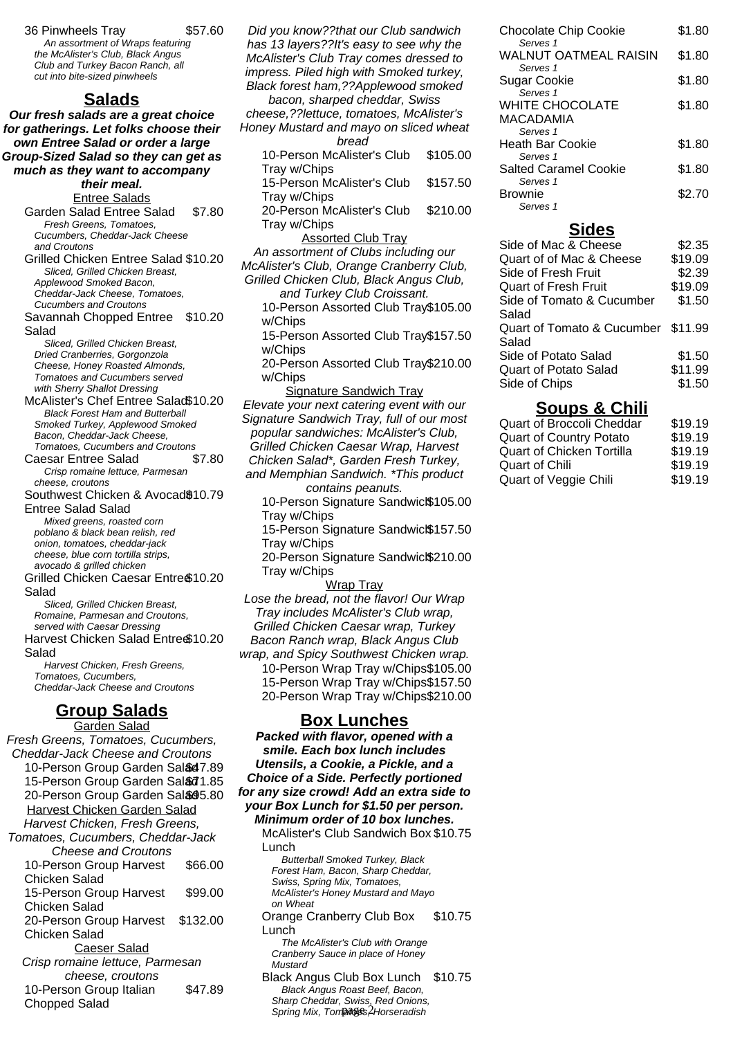36 Pinwheels Tray $57.60

*An assortment of Wraps featuring the McAlister's Club, Black Angus Club and Turkey Bacon Ranch, all cut into bite-sized pinwheels*

## Salads

**Our fresh salads are a great choice for gatherings. Let folks choose their own Entree Salad or order a large Group-Sized Salad so they can get as much as they want to accompany their meal.**

### Entree Salads

Garden Salad Entree Salad $7.80

*Fresh Greens, Tomatoes, Cucumbers, Cheddar-Jack Cheese and Croutons*

Grilled Chicken Entree Salad $10.20

*Sliced, Grilled Chicken Breast, Applewood Smoked Bacon, Cheddar-Jack Cheese, Tomatoes, Cucumbers and Croutons*

Savannah Chopped Entree Salad $10.20

*Sliced, Grilled Chicken Breast, Dried Cranberries, Gorgonzola Cheese, Honey Roasted Almonds, Tomatoes and Cucumbers served with Sherry Shallot Dressing*

McAlister's Chef Entree Salad $10.20

*Black Forest Ham and Butterball Smoked Turkey, Applewood Smoked Bacon, Cheddar-Jack Cheese, Tomatoes, Cucumbers and Croutons*

Caesar Entree Salad $7.80

*Crisp romaine lettuce, Parmesan cheese, croutons*

Southwest Chicken & Avocado Entree Salad Salad $10.79

*Mixed greens, roasted corn poblano & black bean relish, red onion, tomatoes, cheddar-jack cheese, blue corn tortilla strips, avocado & grilled chicken*

Grilled Chicken Caesar Entree Salad $10.20

*Sliced, Grilled Chicken Breast, Romaine, Parmesan and Croutons, served with Caesar Dressing*

Harvest Chicken Salad Entree Salad $10.20

*Harvest Chicken, Fresh Greens, Tomatoes, Cucumbers, Cheddar-Jack Cheese and Croutons*

## Group Salads

### Garden Salad

*Fresh Greens, Tomatoes, Cucumbers, Cheddar-Jack Cheese and Croutons*

10-Person Group Garden Salad $47.89

15-Person Group Garden Salad $71.85

20-Person Group Garden Salad $95.80

### Harvest Chicken Garden Salad

*Harvest Chicken, Fresh Greens, Tomatoes, Cucumbers, Cheddar-Jack Cheese and Croutons*

10-Person Group Harvest Chicken Salad $66.00

15-Person Group Harvest Chicken Salad $99.00

20-Person Group Harvest Chicken Salad $132.00

### Caeser Salad

*Crisp romaine lettuce, Parmesan cheese, croutons*

10-Person Group Italian Chopped Salad $47.89

*Did you know??that our Club sandwich has 13 layers??It's easy to see why the McAlister's Club Tray comes dressed to impress. Piled high with Smoked turkey, Black forest ham,??Applewood smoked bacon, sharped cheddar, Swiss cheese,??lettuce, tomatoes, McAlister's Honey Mustard and mayo on sliced wheat bread*

10-Person McAlister's Club Tray w/Chips $105.00

15-Person McAlister's Club Tray w/Chips $157.50

20-Person McAlister's Club Tray w/Chips $210.00

### Assorted Club Tray

*An assortment of Clubs including our McAlister's Club, Orange Cranberry Club, Grilled Chicken Club, Black Angus Club, and Turkey Club Croissant.*

10-Person Assorted Club Tray w/Chips $105.00

15-Person Assorted Club Tray w/Chips $157.50

20-Person Assorted Club Tray w/Chips $210.00

### Signature Sandwich Tray

*Elevate your next catering event with our Signature Sandwich Tray, full of our most popular sandwiches: McAlister's Club, Grilled Chicken Caesar Wrap, Harvest Chicken Salad*, Garden Fresh Turkey, and Memphian Sandwich. *This product contains peanuts.*

10-Person Signature Sandwich Tray w/Chips $105.00

15-Person Signature Sandwich Tray w/Chips $157.50

20-Person Signature Sandwich Tray w/Chips $210.00

### Wrap Tray

*Lose the bread, not the flavor! Our Wrap Tray includes McAlister's Club wrap, Grilled Chicken Caesar wrap, Turkey Bacon Ranch wrap, Black Angus Club wrap, and Spicy Southwest Chicken wrap.*

10-Person Wrap Tray w/Chips $105.00

15-Person Wrap Tray w/Chips $157.50

20-Person Wrap Tray w/Chips $210.00

## Box Lunches

**Packed with flavor, opened with a smile. Each box lunch includes Utensils, a Cookie, a Pickle, and a Choice of a Side. Perfectly portioned for any size crowd! Add an extra side to your Box Lunch for $1.50 per person. Minimum order of 10 box lunches.**

McAlister's Club Sandwich Box Lunch $10.75

*Butterball Smoked Turkey, Black Forest Ham, Bacon, Sharp Cheddar, Swiss, Spring Mix, Tomatoes, McAlister's Honey Mustard and Mayo on Wheat*

Orange Cranberry Club Box Lunch $10.75

*The McAlister's Club with Orange Cranberry Sauce in place of Honey Mustard*

Black Angus Club Box Lunch $10.75

*Black Angus Roast Beef, Bacon, Sharp Cheddar, Swiss, Red Onions, Spring Mix, Tomatoes, Horseradish*

| Item | Price |
|---|---|
| Chocolate Chip Cookie<br>*Serves 1* | $1.80 |
| WALNUT OATMEAL RAISIN<br>*Serves 1* | $1.80 |
| Sugar Cookie<br>*Serves 1* | $1.80 |
| WHITE CHOCOLATE MACADAMIA<br>*Serves 1* | $1.80 |
| Heath Bar Cookie<br>*Serves 1* | $1.80 |
| Salted Caramel Cookie<br>*Serves 1* | $1.80 |
| Brownie<br>*Serves 1* | $2.70 |

## Sides

| Item | Price |
|---|---|
| Side of Mac & Cheese | $2.35 |
| Quart of of Mac & Cheese | $19.09 |
| Side of Fresh Fruit | $2.39 |
| Quart of Fresh Fruit | $19.09 |
| Side of Tomato & Cucumber Salad | $1.50 |
| Quart of Tomato & Cucumber Salad | $11.99 |
| Side of Potato Salad | $1.50 |
| Quart of Potato Salad | $11.99 |
| Side of Chips | $1.50 |

## Soups & Chili

| Item | Price |
|---|---|
| Quart of Broccoli Cheddar | $19.19 |
| Quart of Country Potato | $19.19 |
| Quart of Chicken Tortilla | $19.19 |
| Quart of Chili | $19.19 |
| Quart of Veggie Chili | $19.19 |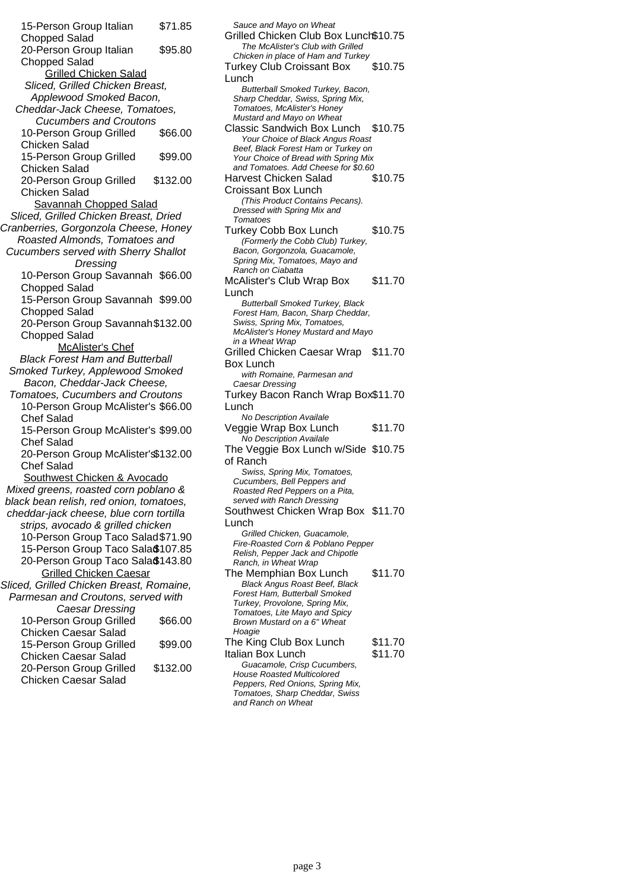15-Person Group Italian Chopped Salad $71.85

20-Person Group Italian Chopped Salad $95.80

**Grilled Chicken Salad**

*Sliced, Grilled Chicken Breast, Applewood Smoked Bacon, Cheddar-Jack Cheese, Tomatoes, Cucumbers and Croutons*

10-Person Group Grilled Chicken Salad $66.00

15-Person Group Grilled Chicken Salad $99.00

20-Person Group Grilled Chicken Salad $132.00

**Savannah Chopped Salad**

*Sliced, Grilled Chicken Breast, Dried Cranberries, Gorgonzola Cheese, Honey Roasted Almonds, Tomatoes and Cucumbers served with Sherry Shallot Dressing*

10-Person Group Savannah Chopped Salad $66.00

15-Person Group Savannah Chopped Salad $99.00

20-Person Group Savannah Chopped Salad $132.00

**McAlister's Chef**

*Black Forest Ham and Butterball Smoked Turkey, Applewood Smoked Bacon, Cheddar-Jack Cheese, Tomatoes, Cucumbers and Croutons*

10-Person Group McAlister's Chef Salad $66.00

15-Person Group McAlister's Chef Salad $99.00

20-Person Group McAlister's Chef Salad $132.00

**Southwest Chicken & Avocado**

*Mixed greens, roasted corn poblano & black bean relish, red onion, tomatoes, cheddar-jack cheese, blue corn tortilla strips, avocado & grilled chicken*

10-Person Group Taco Salad $71.90

15-Person Group Taco Salad $107.85

20-Person Group Taco Salad $143.80

**Grilled Chicken Caesar**

*Sliced, Grilled Chicken Breast, Romaine, Parmesan and Croutons, served with Caesar Dressing*

10-Person Group Grilled Chicken Caesar Salad $66.00

15-Person Group Grilled Chicken Caesar Salad $99.00

20-Person Group Grilled Chicken Caesar Salad $132.00

*Sauce and Mayo on Wheat*

Grilled Chicken Club Box Lunch $10.75

*The McAlister's Club with Grilled Chicken in place of Ham and Turkey*

Turkey Club Croissant Box Lunch $10.75

*Butterball Smoked Turkey, Bacon, Sharp Cheddar, Swiss, Spring Mix, Tomatoes, McAlister's Honey Mustard and Mayo on Wheat*

Classic Sandwich Box Lunch $10.75

*Your Choice of Black Angus Roast Beef, Black Forest Ham or Turkey on Your Choice of Bread with Spring Mix and Tomatoes. Add Cheese for $0.60*

Harvest Chicken Salad Croissant Box Lunch $10.75

*(This Product Contains Pecans). Dressed with Spring Mix and Tomatoes*

Turkey Cobb Box Lunch $10.75

*(Formerly the Cobb Club) Turkey, Bacon, Gorgonzola, Guacamole, Spring Mix, Tomatoes, Mayo and Ranch on Ciabatta*

McAlister's Club Wrap Box Lunch $11.70

*Butterball Smoked Turkey, Black Forest Ham, Bacon, Sharp Cheddar, Swiss, Spring Mix, Tomatoes, McAlister's Honey Mustard and Mayo in a Wheat Wrap*

Grilled Chicken Caesar Wrap Box Lunch $11.70

*with Romaine, Parmesan and Caesar Dressing*

Turkey Bacon Ranch Wrap Box Lunch $11.70

*No Description Availale*

Veggie Wrap Box Lunch $11.70

*No Description Availale*

The Veggie Box Lunch w/Side of Ranch $10.75

*Swiss, Spring Mix, Tomatoes, Cucumbers, Bell Peppers and Roasted Red Peppers on a Pita, served with Ranch Dressing*

Southwest Chicken Wrap Box Lunch $11.70

*Grilled Chicken, Guacamole, Fire-Roasted Corn & Poblano Pepper Relish, Pepper Jack and Chipotle Ranch, in Wheat Wrap*

The Memphian Box Lunch $11.70

*Black Angus Roast Beef, Black Forest Ham, Butterball Smoked Turkey, Provolone, Spring Mix, Tomatoes, Lite Mayo and Spicy Brown Mustard on a 6" Wheat Hoagie*

The King Club Box Lunch $11.70

Italian Box Lunch $11.70

*Guacamole, Crisp Cucumbers, House Roasted Multicolored Peppers, Red Onions, Spring Mix, Tomatoes, Sharp Cheddar, Swiss and Ranch on Wheat*